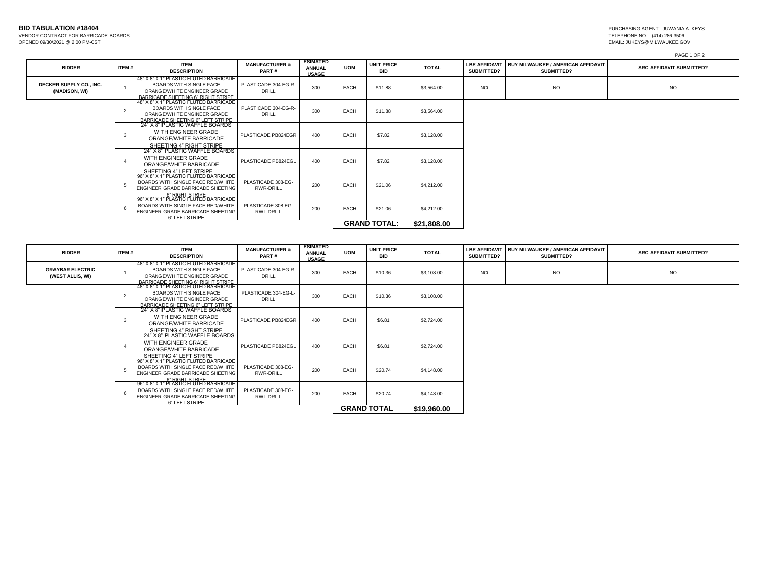**BID TABULATION #18404**
VENDOR CONTRACT FOR BARRICADE BOARDS
OPENED 09/30/2021 @ 2:00 PM-CST

PURCHASING AGENT: JUWANIA A. KEYS
TELEPHONE NO.: (414) 286-3506
EMAIL: JUKEYS@MILWAUKEE.GOV

| BIDDER | ITEM # | ITEM DESCRIPTION | MANUFACTURER & PART # | ESIMATED ANNUAL USAGE | UOM | UNIT PRICE BID | TOTAL | LBE AFFIDAVIT SUBMITTED? | BUY MILWAUKEE / AMERICAN AFFIDAVIT SUBMITTED? | SRC AFFIDAVIT SUBMITTED? |
|---|---|---|---|---|---|---|---|---|---|---|
| DECKER SUPPLY CO., INC. (MADISON, WI) | 1 | 48" X 8" X 1" PLASTIC FLUTED BARRICADE BOARDS WITH SINGLE FACE ORANGE/WHITE ENGINEER GRADE BARRICADE SHEETING 6" RIGHT STRIPE | PLASTICADE 304-EG-R-DRILL | 300 | EACH | $11.88 | $3,564.00 | NO | NO | NO |
| | 2 | 48" X 8" X 1" PLASTIC FLUTED BARRICADE BOARDS WITH SINGLE FACE ORANGE/WHITE ENGINEER GRADE BARRICADE SHEETING 6" LEFT STRIPE | PLASTICADE 304-EG-R-DRILL | 300 | EACH | $11.88 | $3,564.00 | | | |
| | 3 | 24" X 8" PLASTIC WAFFLE BOARDS WITH ENGINEER GRADE ORANGE/WHITE BARRICADE SHEETING 4" RIGHT STRIPE | PLASTICADE PB824EGR | 400 | EACH | $7.82 | $3,128.00 | | | |
| | 4 | 24" X 8" PLASTIC WAFFLE BOARDS WITH ENGINEER GRADE ORANGE/WHITE BARRICADE SHEETING 4" LEFT STRIPE | PLASTICADE PB824EGL | 400 | EACH | $7.82 | $3,128.00 | | | |
| | 5 | 96" X 8" X 1" PLASTIC FLUTED BARRICADE BOARDS WITH SINGLE FACE RED/WHITE ENGINEER GRADE BARRICADE SHEETING 6" RIGHT STRIPE | PLASTICADE 308-EG-RWR-DRILL | 200 | EACH | $21.06 | $4,212.00 | | | |
| | 6 | 96" X 8" X 1" PLASTIC FLUTED BARRICADE BOARDS WITH SINGLE FACE RED/WHITE ENGINEER GRADE BARRICADE SHEETING 6" LEFT STRIPE | PLASTICADE 308-EG-RWL-DRILL | 200 | EACH | $21.06 | $4,212.00 | | | |
| | | | | | GRAND TOTAL: | | **$21,808.00** | | | |

| BIDDER | ITEM # | ITEM DESCRIPTION | MANUFACTURER & PART # | ESIMATED ANNUAL USAGE | UOM | UNIT PRICE BID | TOTAL | LBE AFFIDAVIT SUBMITTED? | BUY MILWAUKEE / AMERICAN AFFIDAVIT SUBMITTED? | SRC AFFIDAVIT SUBMITTED? |
|---|---|---|---|---|---|---|---|---|---|---|
| GRAYBAR ELECTRIC (WEST ALLIS, WI) | 1 | 48" X 8" X 1" PLASTIC FLUTED BARRICADE BOARDS WITH SINGLE FACE ORANGE/WHITE ENGINEER GRADE BARRICADE SHEETING 6" RIGHT STRIPE | PLASTICADE 304-EG-R-DRILL | 300 | EACH | $10.36 | $3,108.00 | NO | NO | NO |
| | 2 | 48" X 8" X 1" PLASTIC FLUTED BARRICADE BOARDS WITH SINGLE FACE ORANGE/WHITE ENGINEER GRADE BARRICADE SHEETING 6" LEFT STRIPE | PLASTICADE 304-EG-L-DRILL | 300 | EACH | $10.36 | $3,108.00 | | | |
| | 3 | 24" X 8" PLASTIC WAFFLE BOARDS WITH ENGINEER GRADE ORANGE/WHITE BARRICADE SHEETING 4" RIGHT STRIPE | PLASTICADE PB824EGR | 400 | EACH | $6.81 | $2,724.00 | | | |
| | 4 | 24" X 8" PLASTIC WAFFLE BOARDS WITH ENGINEER GRADE ORANGE/WHITE BARRICADE SHEETING 4" LEFT STRIPE | PLASTICADE PB824EGL | 400 | EACH | $6.81 | $2,724.00 | | | |
| | 5 | 96" X 8" X 1" PLASTIC FLUTED BARRICADE BOARDS WITH SINGLE FACE RED/WHITE ENGINEER GRADE BARRICADE SHEETING 6" RIGHT STRIPE | PLASTICADE 308-EG-RWR-DRILL | 200 | EACH | $20.74 | $4,148.00 | | | |
| | 6 | 96" X 8" X 1" PLASTIC FLUTED BARRICADE BOARDS WITH SINGLE FACE RED/WHITE ENGINEER GRADE BARRICADE SHEETING 6" LEFT STRIPE | PLASTICADE 308-EG-RWL-DRILL | 200 | EACH | $20.74 | $4,148.00 | | | |
| | | | | | GRAND TOTAL | | **$19,960.00** | | | |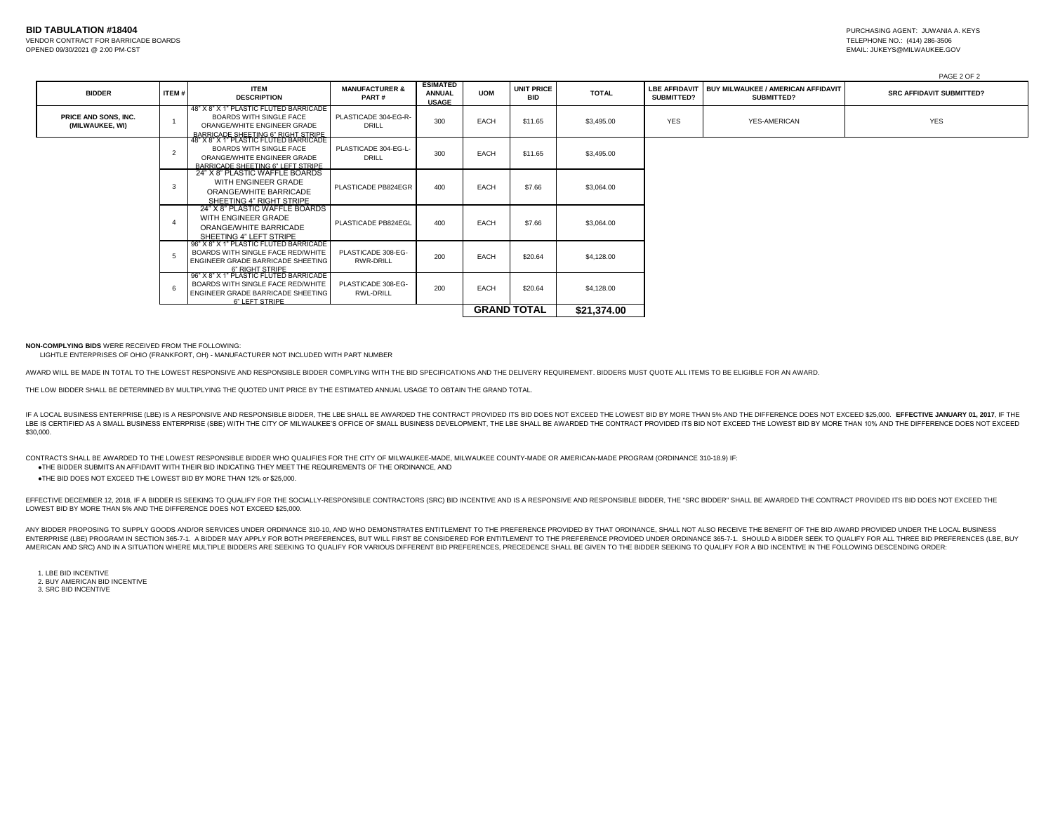**BID TABULATION #18404**
VENDOR CONTRACT FOR BARRICADE BOARDS
OPENED 09/30/2021 @ 2:00 PM-CST

PURCHASING AGENT: JUWANIA A. KEYS
TELEPHONE NO.: (414) 286-3506
EMAIL: JUKEYS@MILWAUKEE.GOV

| BIDDER | ITEM # | ITEM DESCRIPTION | MANUFACTURER & PART # | ESIMATED ANNUAL USAGE | UOM | UNIT PRICE BID | TOTAL | LBE AFFIDAVIT SUBMITTED? | BUY MILWAUKEE / AMERICAN AFFIDAVIT SUBMITTED? | SRC AFFIDAVIT SUBMITTED? |
|---|---|---|---|---|---|---|---|---|---|---|
| PRICE AND SONS, INC. (MILWAUKEE, WI) | 1 | 48" X 8" X 1" PLASTIC FLUTED BARRICADE BOARDS WITH SINGLE FACE ORANGE/WHITE ENGINEER GRADE BARRICADE SHEETING 6" RIGHT STRIPE | PLASTICADE 304-EG-R-DRILL | 300 | EACH | $11.65 | $3,495.00 | YES | YES-AMERICAN | YES |
| | 2 | 48" X 8" X 1" PLASTIC FLUTED BARRICADE BOARDS WITH SINGLE FACE ORANGE/WHITE ENGINEER GRADE BARRICADE SHEETING 6" LEFT STRIPE | PLASTICADE 304-EG-L-DRILL | 300 | EACH | $11.65 | $3,495.00 | | | |
| | 3 | 24" X 8" PLASTIC WAFFLE BOARDS WITH ENGINEER GRADE ORANGE/WHITE BARRICADE SHEETING 4" RIGHT STRIPE | PLASTICADE PB824EGR | 400 | EACH | $7.66 | $3,064.00 | | | |
| | 4 | 24" X 8" PLASTIC WAFFLE BOARDS WITH ENGINEER GRADE ORANGE/WHITE BARRICADE SHEETING 4" LEFT STRIPE | PLASTICADE PB824EGL | 400 | EACH | $7.66 | $3,064.00 | | | |
| | 5 | 96" X 8" X 1" PLASTIC FLUTED BARRICADE BOARDS WITH SINGLE FACE RED/WHITE ENGINEER GRADE BARRICADE SHEETING 6" RIGHT STRIPE | PLASTICADE 308-EG-RWR-DRILL | 200 | EACH | $20.64 | $4,128.00 | | | |
| | 6 | 96" X 8" X 1" PLASTIC FLUTED BARRICADE BOARDS WITH SINGLE FACE RED/WHITE ENGINEER GRADE BARRICADE SHEETING 6" LEFT STRIPE | PLASTICADE 308-EG-RWL-DRILL | 200 | EACH | $20.64 | $4,128.00 | | | |
| | | | | | **GRAND TOTAL** | | **$21,374.00** | | | |

**NON-COMPLYING BIDS** WERE RECEIVED FROM THE FOLLOWING:
LIGHTLE ENTERPRISES OF OHIO (FRANKFORT, OH) - MANUFACTURER NOT INCLUDED WITH PART NUMBER

AWARD WILL BE MADE IN TOTAL TO THE LOWEST RESPONSIVE AND RESPONSIBLE BIDDER COMPLYING WITH THE BID SPECIFICATIONS AND THE DELIVERY REQUIREMENT. BIDDERS MUST QUOTE ALL ITEMS TO BE ELIGIBLE FOR AN AWARD.

THE LOW BIDDER SHALL BE DETERMINED BY MULTIPLYING THE QUOTED UNIT PRICE BY THE ESTIMATED ANNUAL USAGE TO OBTAIN THE GRAND TOTAL.

IF A LOCAL BUSINESS ENTERPRISE (LBE) IS A RESPONSIVE AND RESPONSIBLE BIDDER, THE LBE SHALL BE AWARDED THE CONTRACT PROVIDED ITS BID DOES NOT EXCEED THE LOWEST BID BY MORE THAN 5% AND THE DIFFERENCE DOES NOT EXCEED $25,000. **EFFECTIVE JANUARY 01, 2017**, IF THE LBE IS CERTIFIED AS A SMALL BUSINESS ENTERPRISE (SBE) WITH THE CITY OF MILWAUKEE'S OFFICE OF SMALL BUSINESS DEVELOPMENT, THE LBE SHALL BE AWARDED THE CONTRACT PROVIDED ITS BID NOT EXCEED THE LOWEST BID BY MORE THAN 10% AND THE DIFFERENCE DOES NOT EXCEED $30,000.

CONTRACTS SHALL BE AWARDED TO THE LOWEST RESPONSIBLE BIDDER WHO QUALIFIES FOR THE CITY OF MILWAUKEE-MADE, MILWAUKEE COUNTY-MADE OR AMERICAN-MADE PROGRAM (ORDINANCE 310-18.9) IF:

- THE BIDDER SUBMITS AN AFFIDAVIT WITH THEIR BID INDICATING THEY MEET THE REQUIREMENTS OF THE ORDINANCE, AND
- THE BID DOES NOT EXCEED THE LOWEST BID BY MORE THAN 12% or $25,000.

EFFECTIVE DECEMBER 12, 2018, IF A BIDDER IS SEEKING TO QUALIFY FOR THE SOCIALLY-RESPONSIBLE CONTRACTORS (SRC) BID INCENTIVE AND IS A RESPONSIVE AND RESPONSIBLE BIDDER, THE "SRC BIDDER" SHALL BE AWARDED THE CONTRACT PROVIDED ITS BID DOES NOT EXCEED THE LOWEST BID BY MORE THAN 5% AND THE DIFFERENCE DOES NOT EXCEED $25,000.

ANY BIDDER PROPOSING TO SUPPLY GOODS AND/OR SERVICES UNDER ORDINANCE 310-10, AND WHO DEMONSTRATES ENTITLEMENT TO THE PREFERENCE PROVIDED BY THAT ORDINANCE, SHALL NOT ALSO RECEIVE THE BENEFIT OF THE BID AWARD PROVIDED UNDER THE LOCAL BUSINESS ENTERPRISE (LBE) PROGRAM IN SECTION 365-7-1. A BIDDER MAY APPLY FOR BOTH PREFERENCES, BUT WILL FIRST BE CONSIDERED FOR ENTITLEMENT TO THE PREFERENCE PROVIDED UNDER ORDINANCE 365-7-1. SHOULD A BIDDER SEEK TO QUALIFY FOR ALL THREE BID PREFERENCES (LBE, BUY AMERICAN AND SRC) AND IN A SITUATION WHERE MULTIPLE BIDDERS ARE SEEKING TO QUALIFY FOR VARIOUS DIFFERENT BID PREFERENCES, PRECEDENCE SHALL BE GIVEN TO THE BIDDER SEEKING TO QUALIFY FOR A BID INCENTIVE IN THE FOLLOWING DESCENDING ORDER:

1. LBE BID INCENTIVE
2. BUY AMERICAN BID INCENTIVE
3. SRC BID INCENTIVE